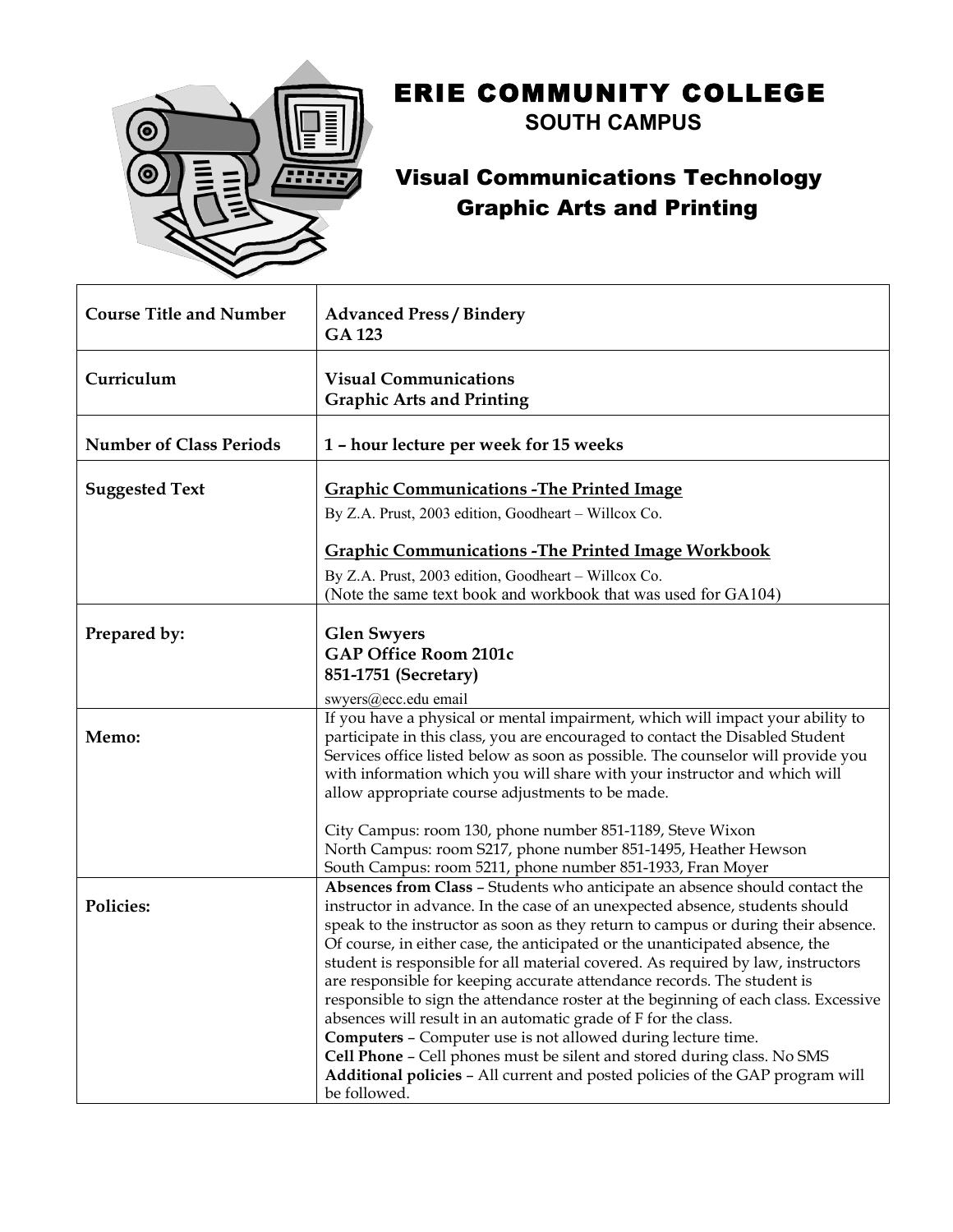# ERIE COMMUNITY COLLEGE

## SOUTH CAMPUS

## Visual Communications Technology
## Graphic Arts and Printing

| | |
|---|---|
| **Course Title and Number** | **Advanced Press / Bindery**<br>**GA 123** |
| **Curriculum** | **Visual Communications**<br>**Graphic Arts and Printing** |
| **Number of Class Periods** | **1 – hour lecture per week for 15 weeks** |
| **Suggested Text** | **Graphic Communications -The Printed Image**<br>By Z.A. Prust, 2003 edition, Goodheart – Willcox Co.<br><br>**Graphic Communications -The Printed Image Workbook**<br>By Z.A. Prust, 2003 edition, Goodheart – Willcox Co.<br>(Note the same text book and workbook that was used for GA104) |
| **Prepared by:** | **Glen Swyers**<br>**GAP Office Room 2101c**<br>**851-1751 (Secretary)**<br>swyers@ecc.edu email |
| **Memo:** | If you have a physical or mental impairment, which will impact your ability to participate in this class, you are encouraged to contact the Disabled Student Services office listed below as soon as possible. The counselor will provide you with information which you will share with your instructor and which will allow appropriate course adjustments to be made.<br><br>City Campus: room 130, phone number 851-1189, Steve Wixon<br>North Campus: room S217, phone number 851-1495, Heather Hewson<br>South Campus: room 5211, phone number 851-1933, Fran Moyer |
| **Policies:** | **Absences from Class** – Students who anticipate an absence should contact the instructor in advance. In the case of an unexpected absence, students should speak to the instructor as soon as they return to campus or during their absence. Of course, in either case, the anticipated or the unanticipated absence, the student is responsible for all material covered. As required by law, instructors are responsible for keeping accurate attendance records. The student is responsible to sign the attendance roster at the beginning of each class. Excessive absences will result in an automatic grade of F for the class.<br>**Computers** – Computer use is not allowed during lecture time.<br>**Cell Phone** – Cell phones must be silent and stored during class. No SMS<br>**Additional policies** – All current and posted policies of the GAP program will be followed. |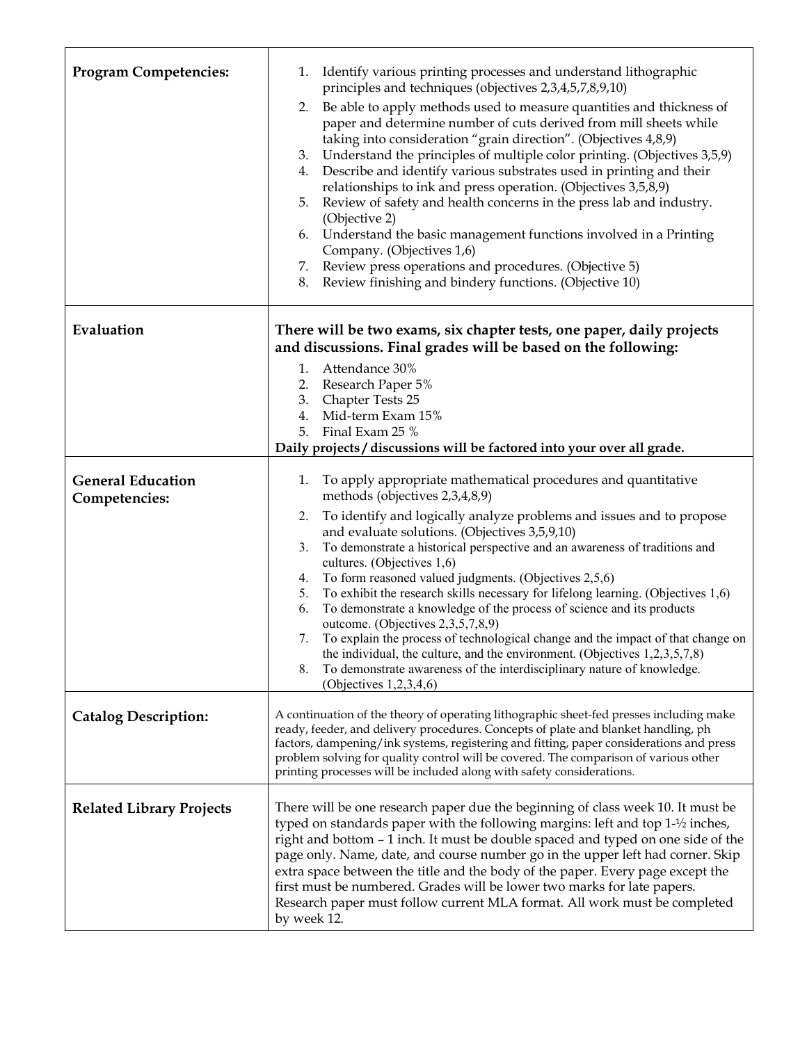| | |
|---|---|
| **Program Competencies:** | 1. Identify various printing processes and understand lithographic principles and techniques (objectives 2,3,4,5,7,8,9,10)<br>2. Be able to apply methods used to measure quantities and thickness of paper and determine number of cuts derived from mill sheets while taking into consideration "grain direction". (Objectives 4,8,9)<br>3. Understand the principles of multiple color printing. (Objectives 3,5,9)<br>4. Describe and identify various substrates used in printing and their relationships to ink and press operation. (Objectives 3,5,8,9)<br>5. Review of safety and health concerns in the press lab and industry. (Objective 2)<br>6. Understand the basic management functions involved in a Printing Company. (Objectives 1,6)<br>7. Review press operations and procedures. (Objective 5)<br>8. Review finishing and bindery functions. (Objective 10) |
| **Evaluation** | **There will be two exams, six chapter tests, one paper, daily projects and discussions. Final grades will be based on the following:**<br>1. Attendance 30%<br>2. Research Paper 5%<br>3. Chapter Tests 25<br>4. Mid-term Exam 15%<br>5. Final Exam 25 %<br>**Daily projects / discussions will be factored into your over all grade.** |
| **General Education Competencies:** | 1. To apply appropriate mathematical procedures and quantitative methods (objectives 2,3,4,8,9)<br>2. To identify and logically analyze problems and issues and to propose and evaluate solutions. (Objectives 3,5,9,10)<br>3. To demonstrate a historical perspective and an awareness of traditions and cultures. (Objectives 1,6)<br>4. To form reasoned valued judgments. (Objectives 2,5,6)<br>5. To exhibit the research skills necessary for lifelong learning. (Objectives 1,6)<br>6. To demonstrate a knowledge of the process of science and its products outcome. (Objectives 2,3,5,7,8,9)<br>7. To explain the process of technological change and the impact of that change on the individual, the culture, and the environment. (Objectives 1,2,3,5,7,8)<br>8. To demonstrate awareness of the interdisciplinary nature of knowledge. (Objectives 1,2,3,4,6) |
| **Catalog Description:** | A continuation of the theory of operating lithographic sheet-fed presses including make ready, feeder, and delivery procedures. Concepts of plate and blanket handling, ph factors, dampening/ink systems, registering and fitting, paper considerations and press problem solving for quality control will be covered. The comparison of various other printing processes will be included along with safety considerations. |
| **Related Library Projects** | There will be one research paper due the beginning of class week 10. It must be typed on standards paper with the following margins: left and top 1-½ inches, right and bottom – 1 inch. It must be double spaced and typed on one side of the page only. Name, date, and course number go in the upper left had corner. Skip extra space between the title and the body of the paper. Every page except the first must be numbered. Grades will be lower two marks for late papers. Research paper must follow current MLA format. All work must be completed by week 12. |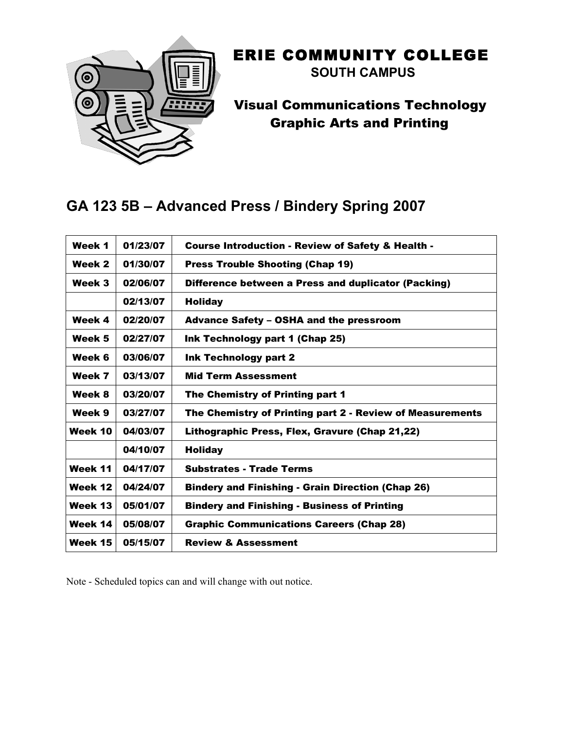# ERIE COMMUNITY COLLEGE

**SOUTH CAMPUS**

## Visual Communications Technology
## Graphic Arts and Printing

## GA 123 5B – Advanced Press / Bindery Spring 2007

| | | |
|---|---|---|
| **Week 1** | **01/23/07** | **Course Introduction - Review of Safety & Health -** |
| **Week 2** | **01/30/07** | **Press Trouble Shooting (Chap 19)** |
| **Week 3** | **02/06/07** | **Difference between a Press and duplicator (Packing)** |
| | **02/13/07** | **Holiday** |
| **Week 4** | **02/20/07** | **Advance Safety – OSHA and the pressroom** |
| **Week 5** | **02/27/07** | **Ink Technology part 1 (Chap 25)** |
| **Week 6** | **03/06/07** | **Ink Technology part 2** |
| **Week 7** | **03/13/07** | **Mid Term Assessment** |
| **Week 8** | **03/20/07** | **The Chemistry of Printing part 1** |
| **Week 9** | **03/27/07** | **The Chemistry of Printing part 2 - Review of Measurements** |
| **Week 10** | **04/03/07** | **Lithographic Press, Flex, Gravure (Chap 21,22)** |
| | **04/10/07** | **Holiday** |
| **Week 11** | **04/17/07** | **Substrates - Trade Terms** |
| **Week 12** | **04/24/07** | **Bindery and Finishing - Grain Direction (Chap 26)** |
| **Week 13** | **05/01/07** | **Bindery and Finishing - Business of Printing** |
| **Week 14** | **05/08/07** | **Graphic Communications Careers (Chap 28)** |
| **Week 15** | **05/15/07** | **Review & Assessment** |

Note - Scheduled topics can and will change with out notice.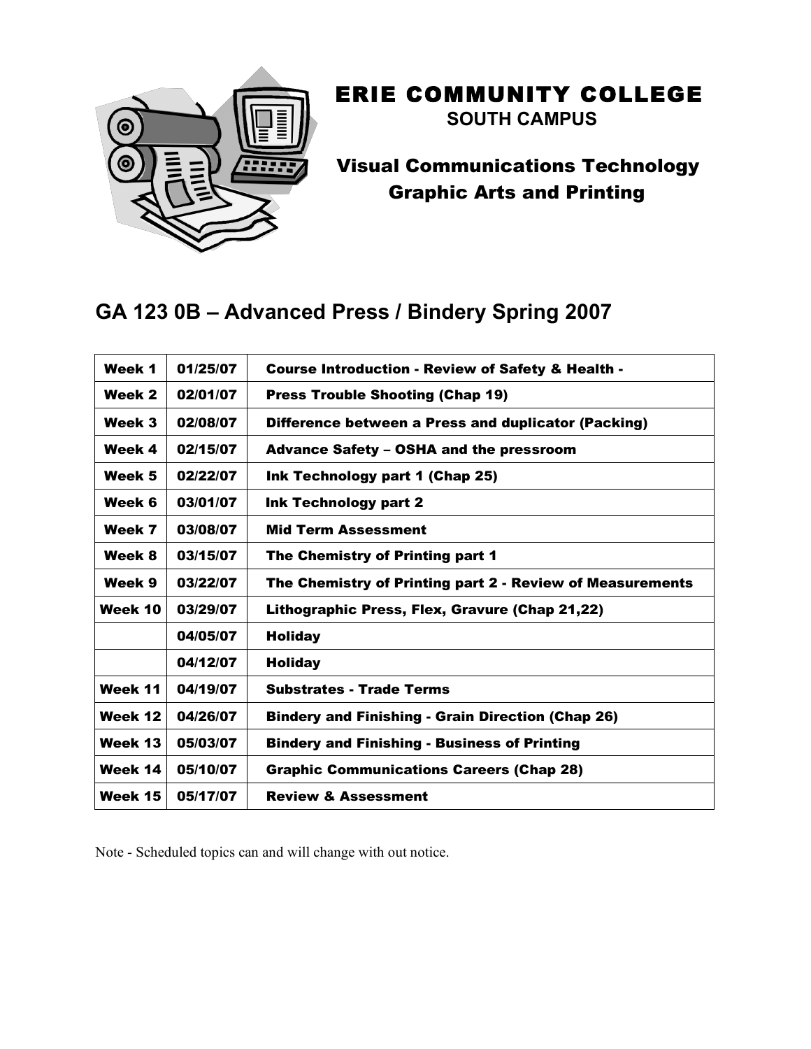# ERIE COMMUNITY COLLEGE

**SOUTH CAMPUS**

## Visual Communications Technology
## Graphic Arts and Printing

## GA 123 0B – Advanced Press / Bindery Spring 2007

| | | |
|---|---|---|
| **Week 1** | **01/25/07** | **Course Introduction - Review of Safety & Health -** |
| **Week 2** | **02/01/07** | **Press Trouble Shooting (Chap 19)** |
| **Week 3** | **02/08/07** | **Difference between a Press and duplicator (Packing)** |
| **Week 4** | **02/15/07** | **Advance Safety – OSHA and the pressroom** |
| **Week 5** | **02/22/07** | **Ink Technology part 1 (Chap 25)** |
| **Week 6** | **03/01/07** | **Ink Technology part 2** |
| **Week 7** | **03/08/07** | **Mid Term Assessment** |
| **Week 8** | **03/15/07** | **The Chemistry of Printing part 1** |
| **Week 9** | **03/22/07** | **The Chemistry of Printing part 2 - Review of Measurements** |
| **Week 10** | **03/29/07** | **Lithographic Press, Flex, Gravure (Chap 21,22)** |
| | **04/05/07** | **Holiday** |
| | **04/12/07** | **Holiday** |
| **Week 11** | **04/19/07** | **Substrates - Trade Terms** |
| **Week 12** | **04/26/07** | **Bindery and Finishing - Grain Direction (Chap 26)** |
| **Week 13** | **05/03/07** | **Bindery and Finishing - Business of Printing** |
| **Week 14** | **05/10/07** | **Graphic Communications Careers (Chap 28)** |
| **Week 15** | **05/17/07** | **Review & Assessment** |

Note - Scheduled topics can and will change with out notice.